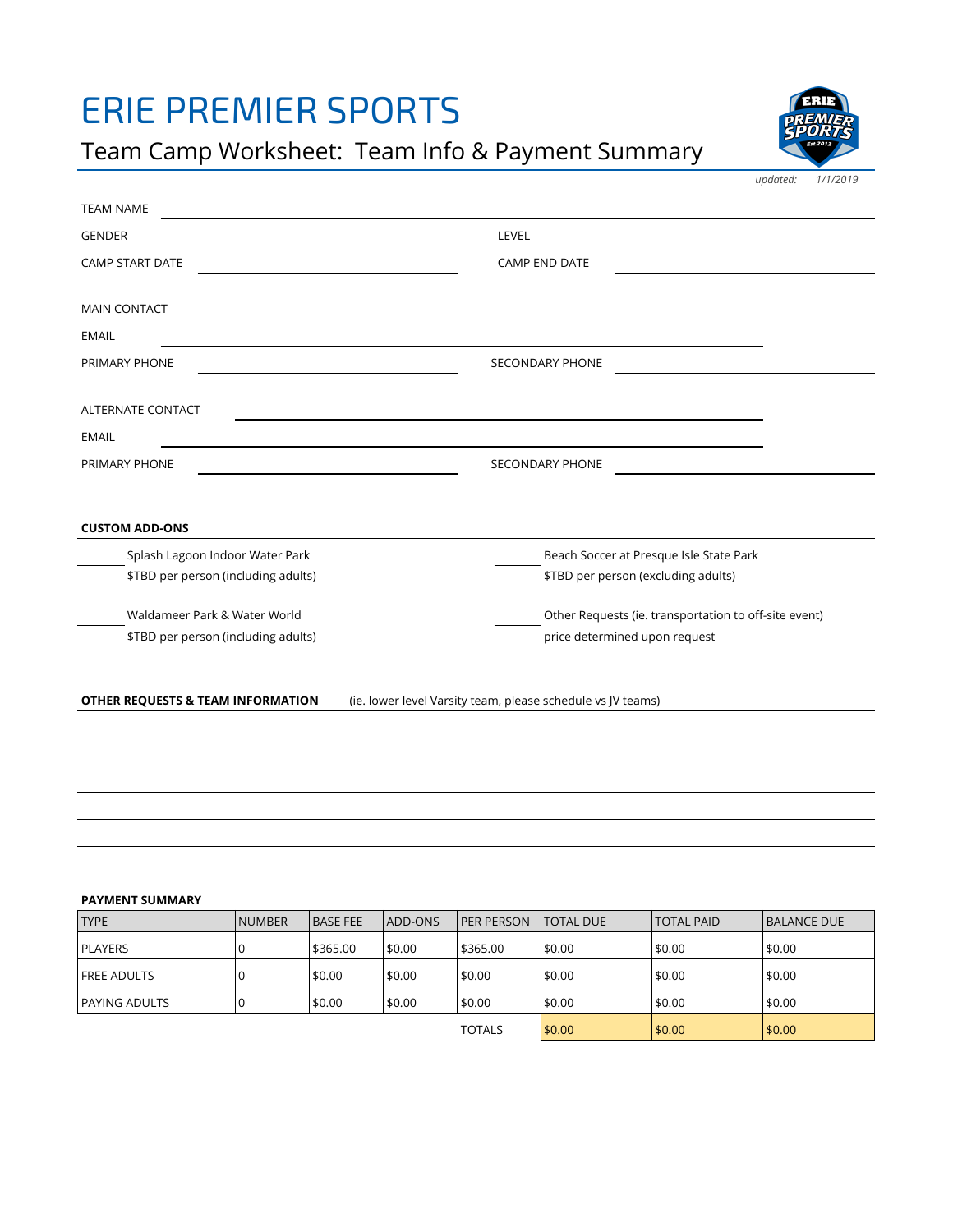# ERIE PREMIER SPORTS

## Team Camp Worksheet: Team Info & Payment Summary

*updated: 1/1/2019*

TEAM NAME ______________________________

GENDER ______________________________ LEVEL ______________________________

CAMP START DATE ______________________________ CAMP END DATE ______________________________

MAIN CONTACT ______________________________

EMAIL ______________________________

PRIMARY PHONE ______________________________ SECONDARY PHONE ______________________________

ALTERNATE CONTACT ______________________________

EMAIL ______________________________

PRIMARY PHONE ______________________________ SECONDARY PHONE ______________________________

**CUSTOM ADD-ONS**

______ Splash Lagoon Indoor Water Park
$TBD per person (including adults)

______ Beach Soccer at Presque Isle State Park
$TBD per person (excluding adults)

______ Waldameer Park & Water World
$TBD per person (including adults)

______ Other Requests (ie. transportation to off-site event)
price determined upon request

**OTHER REQUESTS & TEAM INFORMATION** (ie. lower level Varsity team, please schedule vs JV teams)

______________________________

______________________________

______________________________

______________________________

______________________________

**PAYMENT SUMMARY**

| TYPE | NUMBER | BASE FEE | ADD-ONS | PER PERSON | TOTAL DUE | TOTAL PAID | BALANCE DUE |
|---|---|---|---|---|---|---|---|
| PLAYERS | 0 | $365.00 | $0.00 | $365.00 | $0.00 | $0.00 | $0.00 |
| FREE ADULTS | 0 | $0.00 | $0.00 | $0.00 | $0.00 | $0.00 | $0.00 |
| PAYING ADULTS | 0 | $0.00 | $0.00 | $0.00 | $0.00 | $0.00 | $0.00 |
| | | | | TOTALS | $0.00 | $0.00 | $0.00 |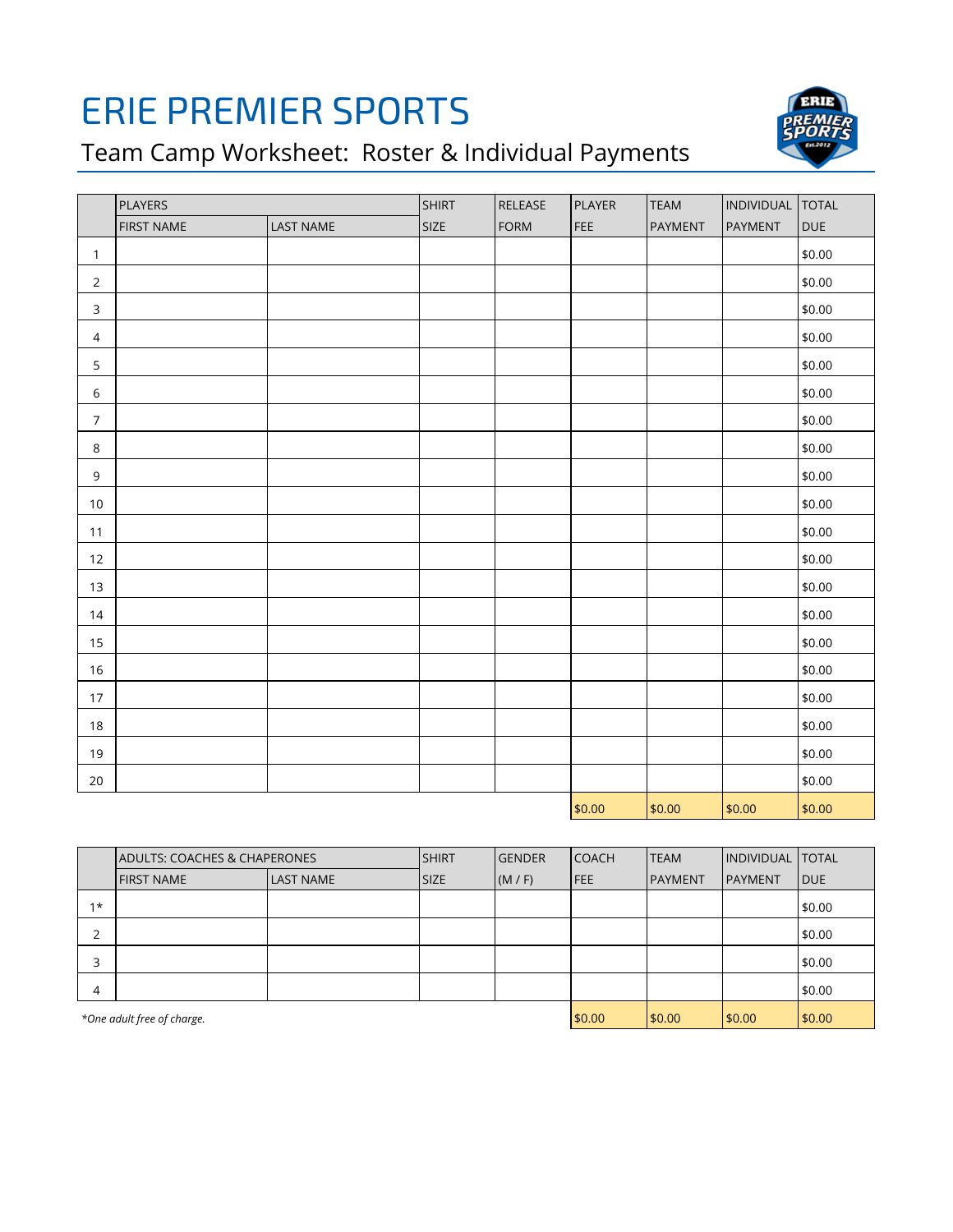# ERIE PREMIER SPORTS

## Team Camp Worksheet: Roster & Individual Payments

| | PLAYERS | | SHIRT | RELEASE | PLAYER | TEAM | INDIVIDUAL | TOTAL |
|---|---|---|---|---|---|---|---|---|
| | FIRST NAME | LAST NAME | SIZE | FORM | FEE | PAYMENT | PAYMENT | DUE |
| 1 | | | | | | | | $0.00 |
| 2 | | | | | | | | $0.00 |
| 3 | | | | | | | | $0.00 |
| 4 | | | | | | | | $0.00 |
| 5 | | | | | | | | $0.00 |
| 6 | | | | | | | | $0.00 |
| 7 | | | | | | | | $0.00 |
| 8 | | | | | | | | $0.00 |
| 9 | | | | | | | | $0.00 |
| 10 | | | | | | | | $0.00 |
| 11 | | | | | | | | $0.00 |
| 12 | | | | | | | | $0.00 |
| 13 | | | | | | | | $0.00 |
| 14 | | | | | | | | $0.00 |
| 15 | | | | | | | | $0.00 |
| 16 | | | | | | | | $0.00 |
| 17 | | | | | | | | $0.00 |
| 18 | | | | | | | | $0.00 |
| 19 | | | | | | | | $0.00 |
| 20 | | | | | | | | $0.00 |
| | | | | | $0.00 | $0.00 | $0.00 | $0.00 |

| | ADULTS: COACHES & CHAPERONES | | SHIRT | GENDER | COACH | TEAM | INDIVIDUAL | TOTAL |
|---|---|---|---|---|---|---|---|---|
| | FIRST NAME | LAST NAME | SIZE | (M / F) | FEE | PAYMENT | PAYMENT | DUE |
| 1* | | | | | | | | $0.00 |
| 2 | | | | | | | | $0.00 |
| 3 | | | | | | | | $0.00 |
| 4 | | | | | | | | $0.00 |
| *One adult free of charge.* | | | | | $0.00 | $0.00 | $0.00 | $0.00 |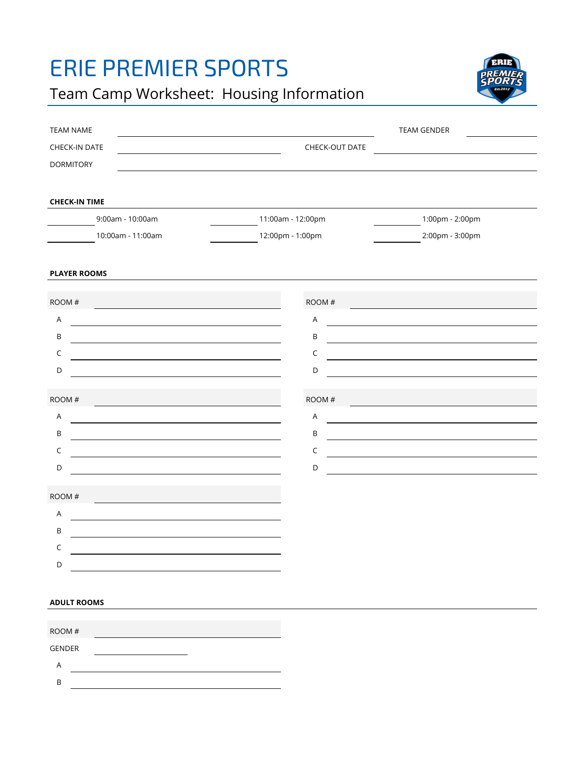# ERIE PREMIER SPORTS

## Team Camp Worksheet: Housing Information

TEAM NAME ______________________ TEAM GENDER __________

CHECK-IN DATE __________________ CHECK-OUT DATE __________________

DORMITORY ______________________

**CHECK-IN TIME**

| | | |
|---|---|---|
| ______ 9:00am - 10:00am | ______ 11:00am - 12:00pm | ______ 1:00pm - 2:00pm |
| ______ 10:00am - 11:00am | ______ 12:00pm - 1:00pm | ______ 2:00pm - 3:00pm |

**PLAYER ROOMS**

ROOM # ______________
A ______________
B ______________
C ______________
D ______________

ROOM # ______________
A ______________
B ______________
C ______________
D ______________

ROOM # ______________
A ______________
B ______________
C ______________
D ______________

ROOM # ______________
A ______________
B ______________
C ______________
D ______________

ROOM # ______________
A ______________
B ______________
C ______________
D ______________

**ADULT ROOMS**

ROOM # ______________
GENDER ______________
A ______________
B ______________